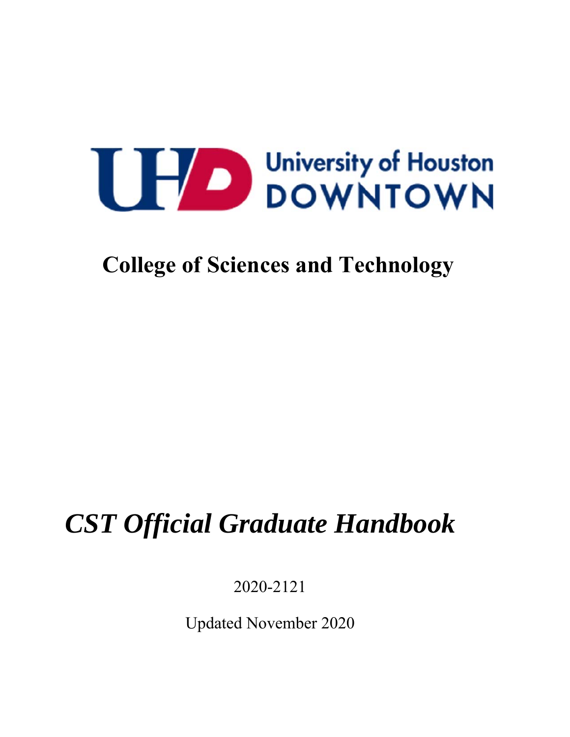University of Houston DOWNTOWN

# College of Sciences and Technology

# *CST Official Graduate Handbook*

2020-2121

Updated November 2020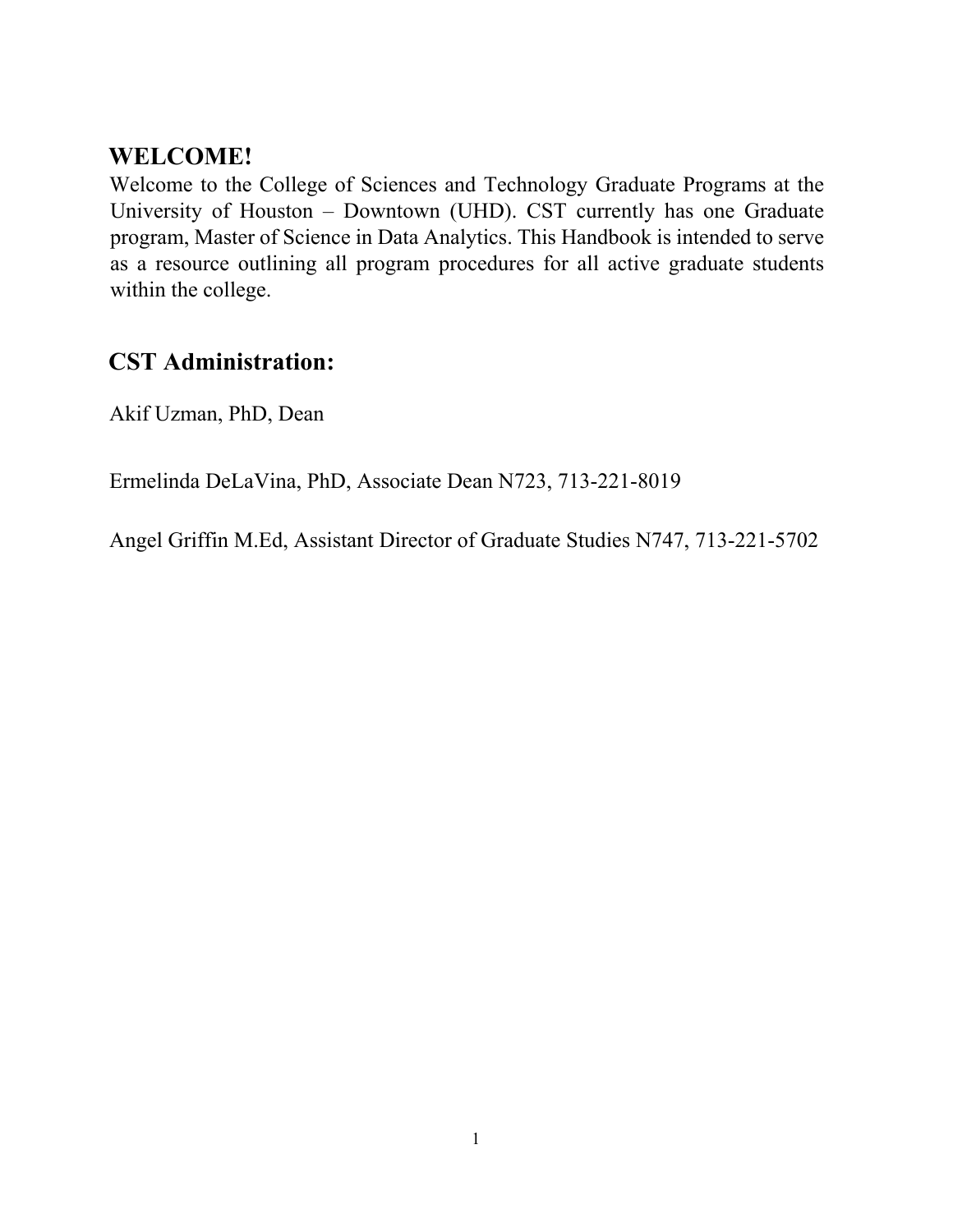## WELCOME!

Welcome to the College of Sciences and Technology Graduate Programs at the University of Houston – Downtown (UHD). CST currently has one Graduate program, Master of Science in Data Analytics. This Handbook is intended to serve as a resource outlining all program procedures for all active graduate students within the college.

## CST Administration:

Akif Uzman, PhD, Dean

Ermelinda DeLaVina, PhD, Associate Dean N723, 713-221-8019

Angel Griffin M.Ed, Assistant Director of Graduate Studies N747, 713-221-5702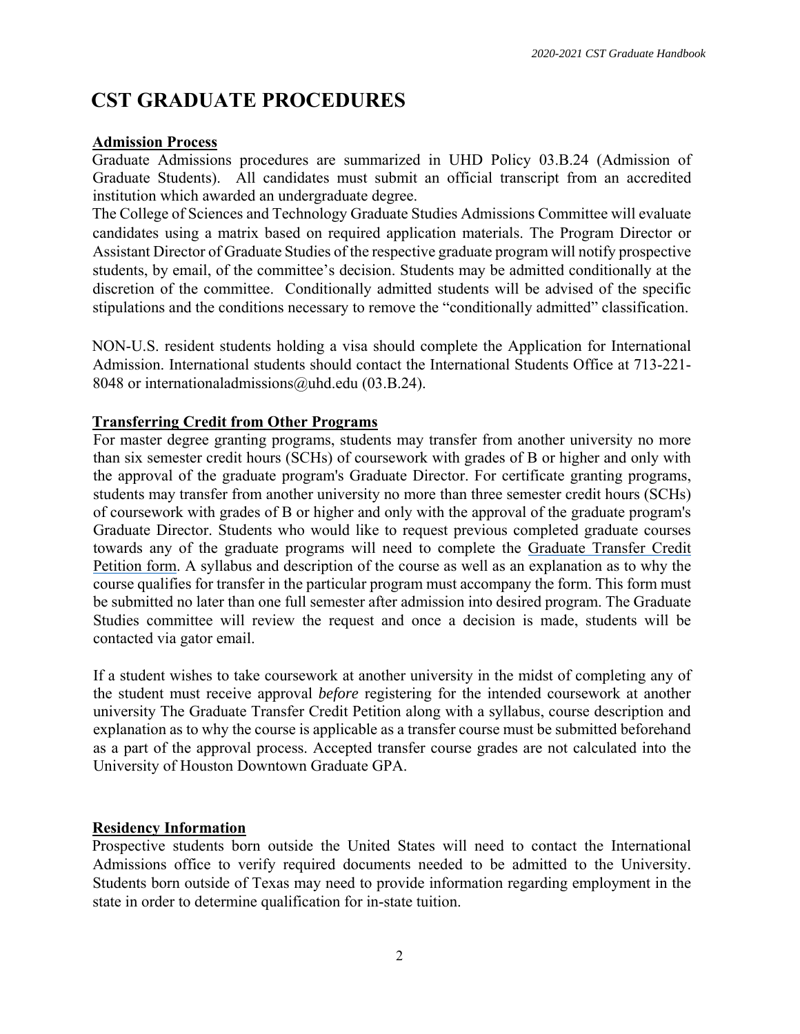# CST GRADUATE PROCEDURES

## Admission Process

Graduate Admissions procedures are summarized in UHD Policy 03.B.24 (Admission of Graduate Students). All candidates must submit an official transcript from an accredited institution which awarded an undergraduate degree.

The College of Sciences and Technology Graduate Studies Admissions Committee will evaluate candidates using a matrix based on required application materials. The Program Director or Assistant Director of Graduate Studies of the respective graduate program will notify prospective students, by email, of the committee's decision. Students may be admitted conditionally at the discretion of the committee. Conditionally admitted students will be advised of the specific stipulations and the conditions necessary to remove the "conditionally admitted" classification.

NON-U.S. resident students holding a visa should complete the Application for International Admission. International students should contact the International Students Office at 713-221-8048 or internationaladmissions@uhd.edu (03.B.24).

## Transferring Credit from Other Programs

For master degree granting programs, students may transfer from another university no more than six semester credit hours (SCHs) of coursework with grades of B or higher and only with the approval of the graduate program's Graduate Director. For certificate granting programs, students may transfer from another university no more than three semester credit hours (SCHs) of coursework with grades of B or higher and only with the approval of the graduate program's Graduate Director. Students who would like to request previous completed graduate courses towards any of the graduate programs will need to complete the Graduate Transfer Credit Petition form. A syllabus and description of the course as well as an explanation as to why the course qualifies for transfer in the particular program must accompany the form. This form must be submitted no later than one full semester after admission into desired program. The Graduate Studies committee will review the request and once a decision is made, students will be contacted via gator email.

If a student wishes to take coursework at another university in the midst of completing any of the student must receive approval *before* registering for the intended coursework at another university The Graduate Transfer Credit Petition along with a syllabus, course description and explanation as to why the course is applicable as a transfer course must be submitted beforehand as a part of the approval process. Accepted transfer course grades are not calculated into the University of Houston Downtown Graduate GPA.

## Residency Information

Prospective students born outside the United States will need to contact the International Admissions office to verify required documents needed to be admitted to the University. Students born outside of Texas may need to provide information regarding employment in the state in order to determine qualification for in-state tuition.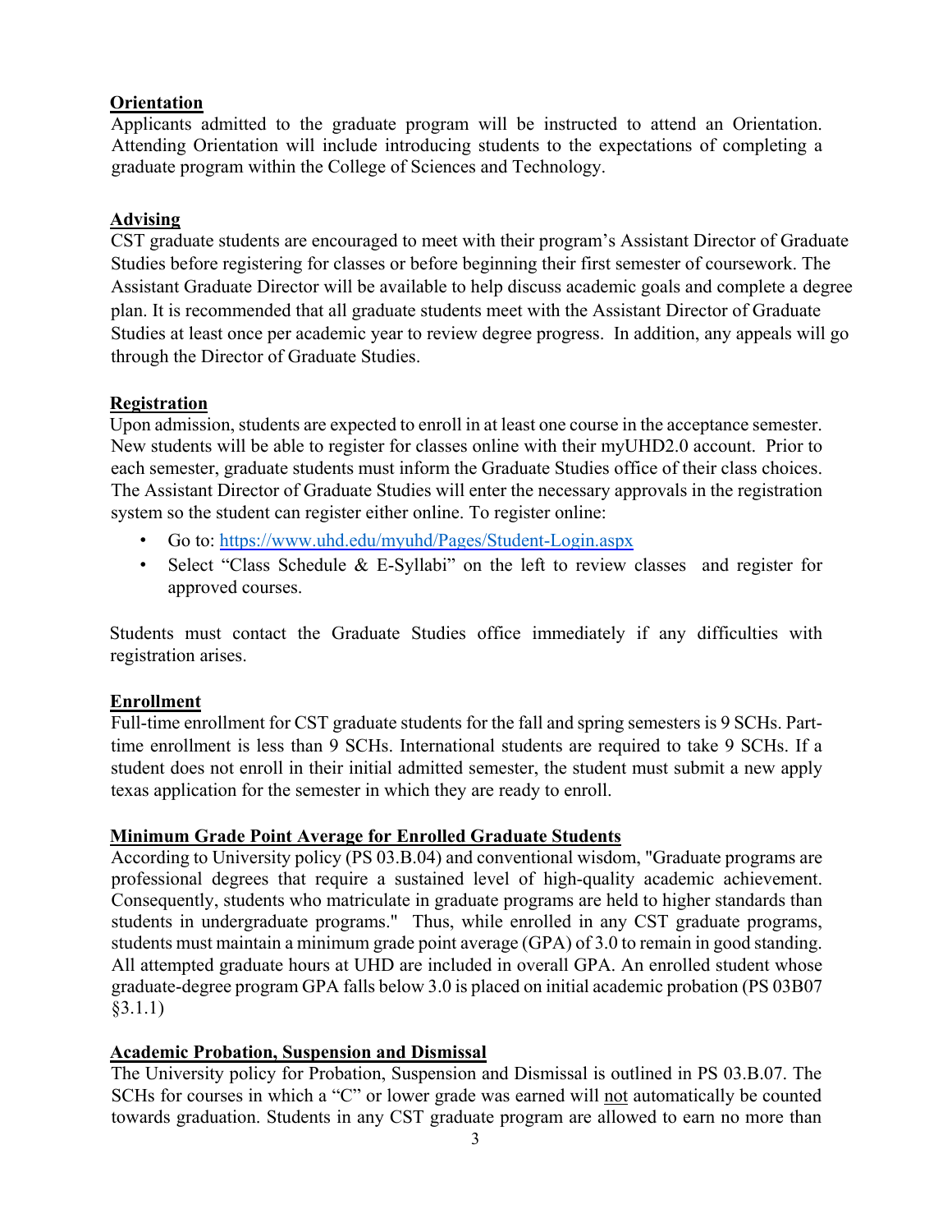## Orientation

Applicants admitted to the graduate program will be instructed to attend an Orientation. Attending Orientation will include introducing students to the expectations of completing a graduate program within the College of Sciences and Technology.

## Advising

CST graduate students are encouraged to meet with their program's Assistant Director of Graduate Studies before registering for classes or before beginning their first semester of coursework. The Assistant Graduate Director will be available to help discuss academic goals and complete a degree plan. It is recommended that all graduate students meet with the Assistant Director of Graduate Studies at least once per academic year to review degree progress. In addition, any appeals will go through the Director of Graduate Studies.

## Registration

Upon admission, students are expected to enroll in at least one course in the acceptance semester. New students will be able to register for classes online with their myUHD2.0 account. Prior to each semester, graduate students must inform the Graduate Studies office of their class choices. The Assistant Director of Graduate Studies will enter the necessary approvals in the registration system so the student can register either online. To register online:

- Go to: https://www.uhd.edu/myuhd/Pages/Student-Login.aspx
- Select "Class Schedule & E-Syllabi" on the left to review classes and register for approved courses.

Students must contact the Graduate Studies office immediately if any difficulties with registration arises.

## Enrollment

Full-time enrollment for CST graduate students for the fall and spring semesters is 9 SCHs. Part-time enrollment is less than 9 SCHs. International students are required to take 9 SCHs. If a student does not enroll in their initial admitted semester, the student must submit a new apply texas application for the semester in which they are ready to enroll.

## Minimum Grade Point Average for Enrolled Graduate Students

According to University policy (PS 03.B.04) and conventional wisdom, "Graduate programs are professional degrees that require a sustained level of high-quality academic achievement. Consequently, students who matriculate in graduate programs are held to higher standards than students in undergraduate programs." Thus, while enrolled in any CST graduate programs, students must maintain a minimum grade point average (GPA) of 3.0 to remain in good standing. All attempted graduate hours at UHD are included in overall GPA. An enrolled student whose graduate-degree program GPA falls below 3.0 is placed on initial academic probation (PS 03B07 §3.1.1)

## Academic Probation, Suspension and Dismissal

The University policy for Probation, Suspension and Dismissal is outlined in PS 03.B.07. The SCHs for courses in which a "C" or lower grade was earned will not automatically be counted towards graduation. Students in any CST graduate program are allowed to earn no more than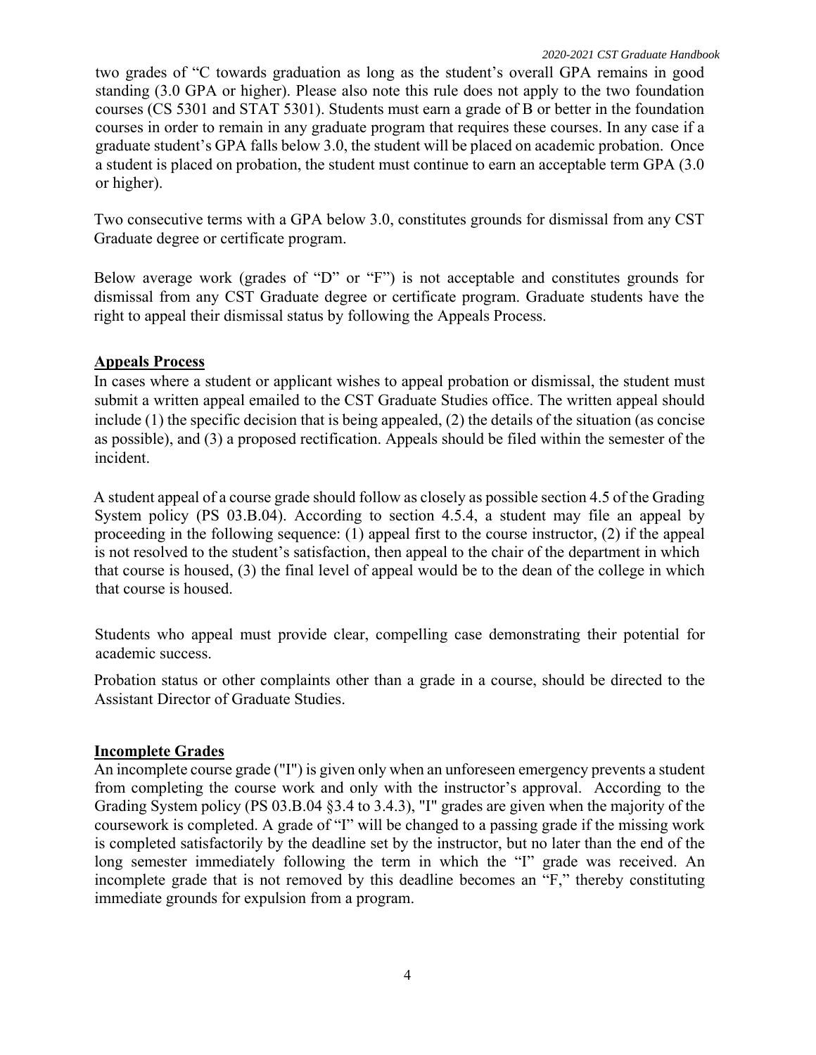two grades of "C towards graduation as long as the student's overall GPA remains in good standing (3.0 GPA or higher). Please also note this rule does not apply to the two foundation courses (CS 5301 and STAT 5301). Students must earn a grade of B or better in the foundation courses in order to remain in any graduate program that requires these courses. In any case if a graduate student's GPA falls below 3.0, the student will be placed on academic probation. Once a student is placed on probation, the student must continue to earn an acceptable term GPA (3.0 or higher).

Two consecutive terms with a GPA below 3.0, constitutes grounds for dismissal from any CST Graduate degree or certificate program.

Below average work (grades of "D" or "F") is not acceptable and constitutes grounds for dismissal from any CST Graduate degree or certificate program. Graduate students have the right to appeal their dismissal status by following the Appeals Process.

## Appeals Process

In cases where a student or applicant wishes to appeal probation or dismissal, the student must submit a written appeal emailed to the CST Graduate Studies office. The written appeal should include (1) the specific decision that is being appealed, (2) the details of the situation (as concise as possible), and (3) a proposed rectification. Appeals should be filed within the semester of the incident.

A student appeal of a course grade should follow as closely as possible section 4.5 of the Grading System policy (PS 03.B.04). According to section 4.5.4, a student may file an appeal by proceeding in the following sequence: (1) appeal first to the course instructor, (2) if the appeal is not resolved to the student's satisfaction, then appeal to the chair of the department in which that course is housed, (3) the final level of appeal would be to the dean of the college in which that course is housed.

Students who appeal must provide clear, compelling case demonstrating their potential for academic success.

Probation status or other complaints other than a grade in a course, should be directed to the Assistant Director of Graduate Studies.

## Incomplete Grades

An incomplete course grade ("I") is given only when an unforeseen emergency prevents a student from completing the course work and only with the instructor's approval. According to the Grading System policy (PS 03.B.04 §3.4 to 3.4.3), "I" grades are given when the majority of the coursework is completed. A grade of "I" will be changed to a passing grade if the missing work is completed satisfactorily by the deadline set by the instructor, but no later than the end of the long semester immediately following the term in which the "I" grade was received. An incomplete grade that is not removed by this deadline becomes an "F," thereby constituting immediate grounds for expulsion from a program.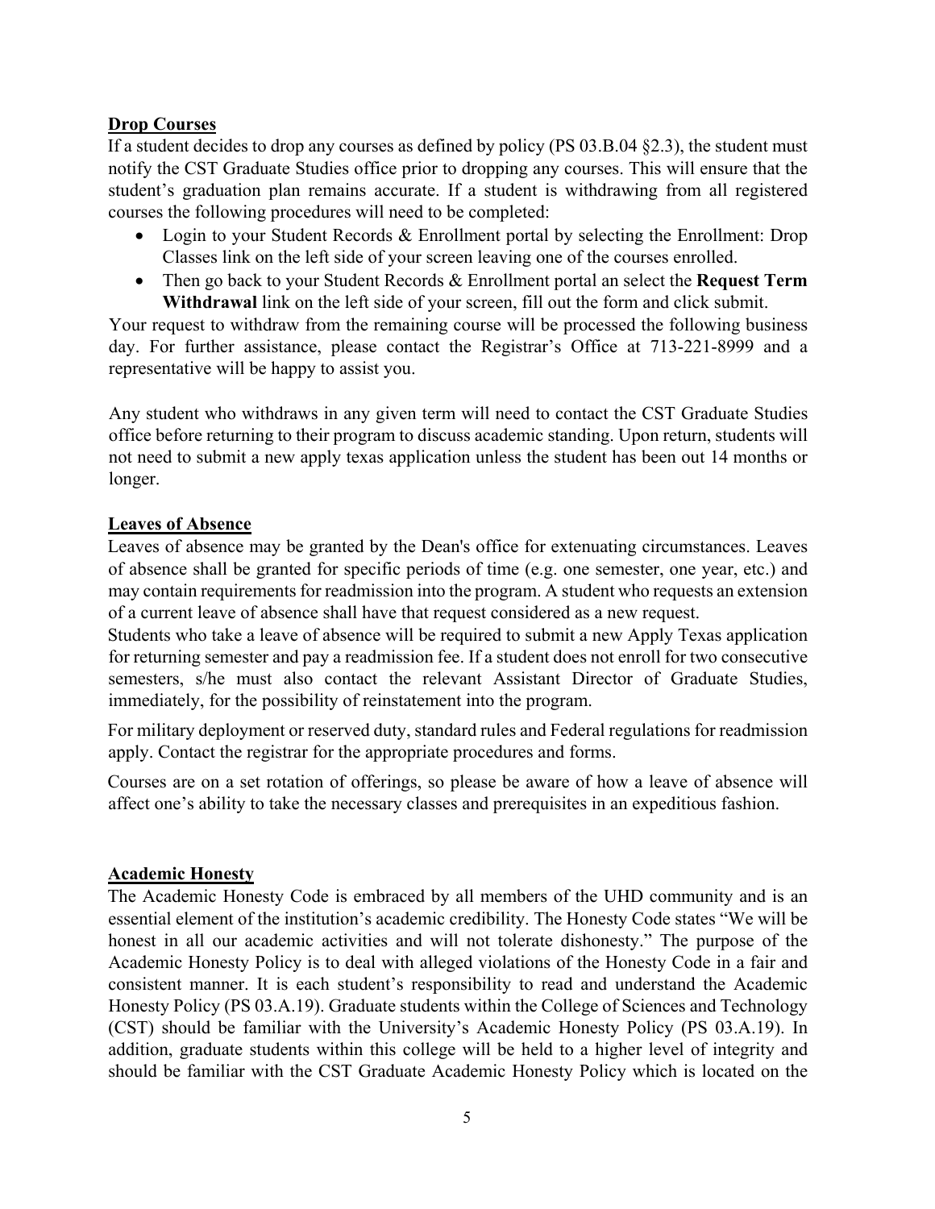**Drop Courses**

If a student decides to drop any courses as defined by policy (PS 03.B.04 §2.3), the student must notify the CST Graduate Studies office prior to dropping any courses. This will ensure that the student's graduation plan remains accurate. If a student is withdrawing from all registered courses the following procedures will need to be completed:

- Login to your Student Records & Enrollment portal by selecting the Enrollment: Drop Classes link on the left side of your screen leaving one of the courses enrolled.
- Then go back to your Student Records & Enrollment portal an select the **Request Term Withdrawal** link on the left side of your screen, fill out the form and click submit.

Your request to withdraw from the remaining course will be processed the following business day. For further assistance, please contact the Registrar's Office at 713-221-8999 and a representative will be happy to assist you.

Any student who withdraws in any given term will need to contact the CST Graduate Studies office before returning to their program to discuss academic standing. Upon return, students will not need to submit a new apply texas application unless the student has been out 14 months or longer.

**Leaves of Absence**

Leaves of absence may be granted by the Dean's office for extenuating circumstances. Leaves of absence shall be granted for specific periods of time (e.g. one semester, one year, etc.) and may contain requirements for readmission into the program. A student who requests an extension of a current leave of absence shall have that request considered as a new request.

Students who take a leave of absence will be required to submit a new Apply Texas application for returning semester and pay a readmission fee. If a student does not enroll for two consecutive semesters, s/he must also contact the relevant Assistant Director of Graduate Studies, immediately, for the possibility of reinstatement into the program.

For military deployment or reserved duty, standard rules and Federal regulations for readmission apply. Contact the registrar for the appropriate procedures and forms.

Courses are on a set rotation of offerings, so please be aware of how a leave of absence will affect one's ability to take the necessary classes and prerequisites in an expeditious fashion.

**Academic Honesty**

The Academic Honesty Code is embraced by all members of the UHD community and is an essential element of the institution's academic credibility. The Honesty Code states "We will be honest in all our academic activities and will not tolerate dishonesty." The purpose of the Academic Honesty Policy is to deal with alleged violations of the Honesty Code in a fair and consistent manner. It is each student's responsibility to read and understand the Academic Honesty Policy (PS 03.A.19). Graduate students within the College of Sciences and Technology (CST) should be familiar with the University's Academic Honesty Policy (PS 03.A.19). In addition, graduate students within this college will be held to a higher level of integrity and should be familiar with the CST Graduate Academic Honesty Policy which is located on the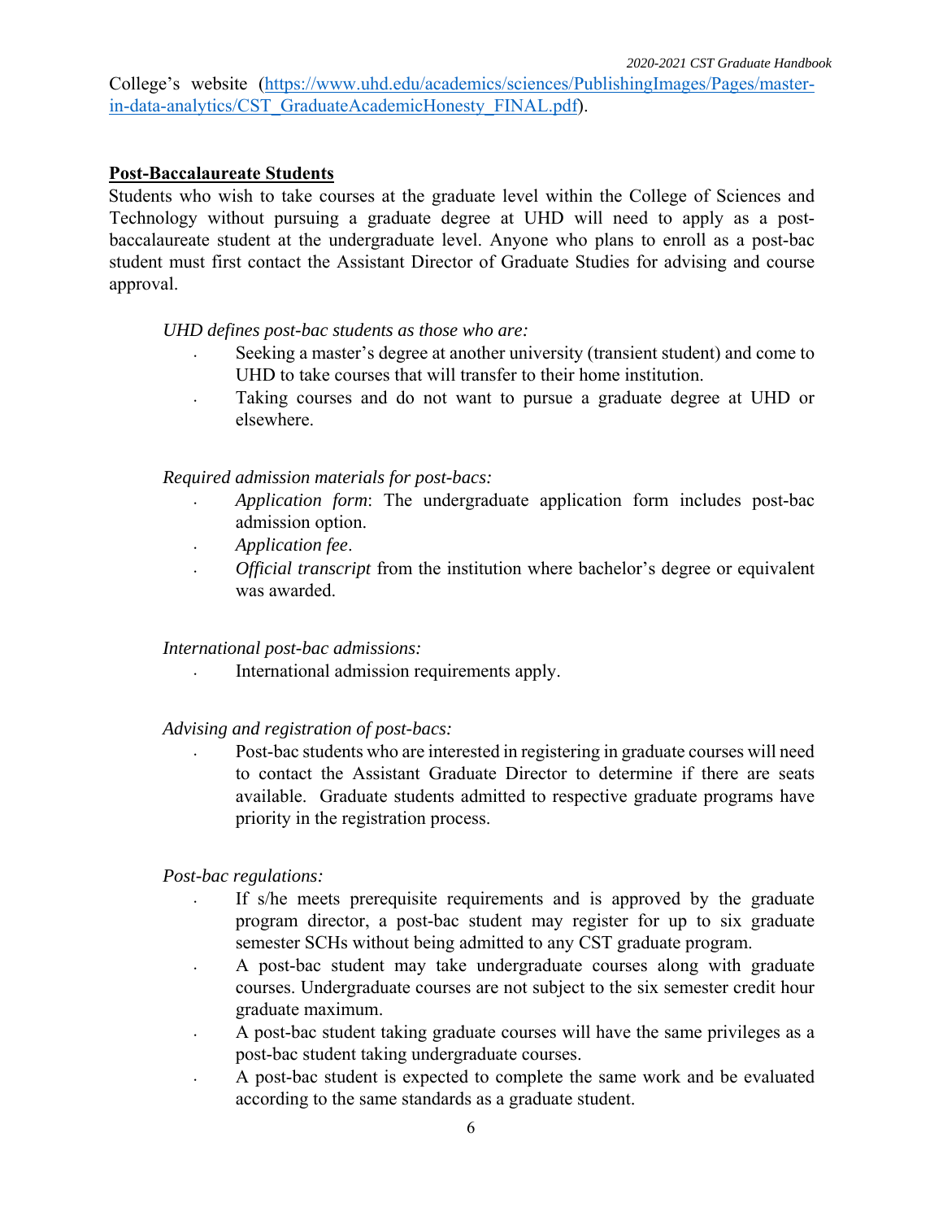College's website (https://www.uhd.edu/academics/sciences/PublishingImages/Pages/master-in-data-analytics/CST_GraduateAcademicHonesty_FINAL.pdf).

**Post-Baccalaureate Students**

Students who wish to take courses at the graduate level within the College of Sciences and Technology without pursuing a graduate degree at UHD will need to apply as a post-baccalaureate student at the undergraduate level. Anyone who plans to enroll as a post-bac student must first contact the Assistant Director of Graduate Studies for advising and course approval.

*UHD defines post-bac students as those who are:*

- Seeking a master's degree at another university (transient student) and come to UHD to take courses that will transfer to their home institution.
- Taking courses and do not want to pursue a graduate degree at UHD or elsewhere.

*Required admission materials for post-bacs:*

- *Application form*: The undergraduate application form includes post-bac admission option.
- *Application fee*.
- *Official transcript* from the institution where bachelor's degree or equivalent was awarded.

*International post-bac admissions:*

- International admission requirements apply.

*Advising and registration of post-bacs:*

- Post-bac students who are interested in registering in graduate courses will need to contact the Assistant Graduate Director to determine if there are seats available. Graduate students admitted to respective graduate programs have priority in the registration process.

*Post-bac regulations:*

- If s/he meets prerequisite requirements and is approved by the graduate program director, a post-bac student may register for up to six graduate semester SCHs without being admitted to any CST graduate program.
- A post-bac student may take undergraduate courses along with graduate courses. Undergraduate courses are not subject to the six semester credit hour graduate maximum.
- A post-bac student taking graduate courses will have the same privileges as a post-bac student taking undergraduate courses.
- A post-bac student is expected to complete the same work and be evaluated according to the same standards as a graduate student.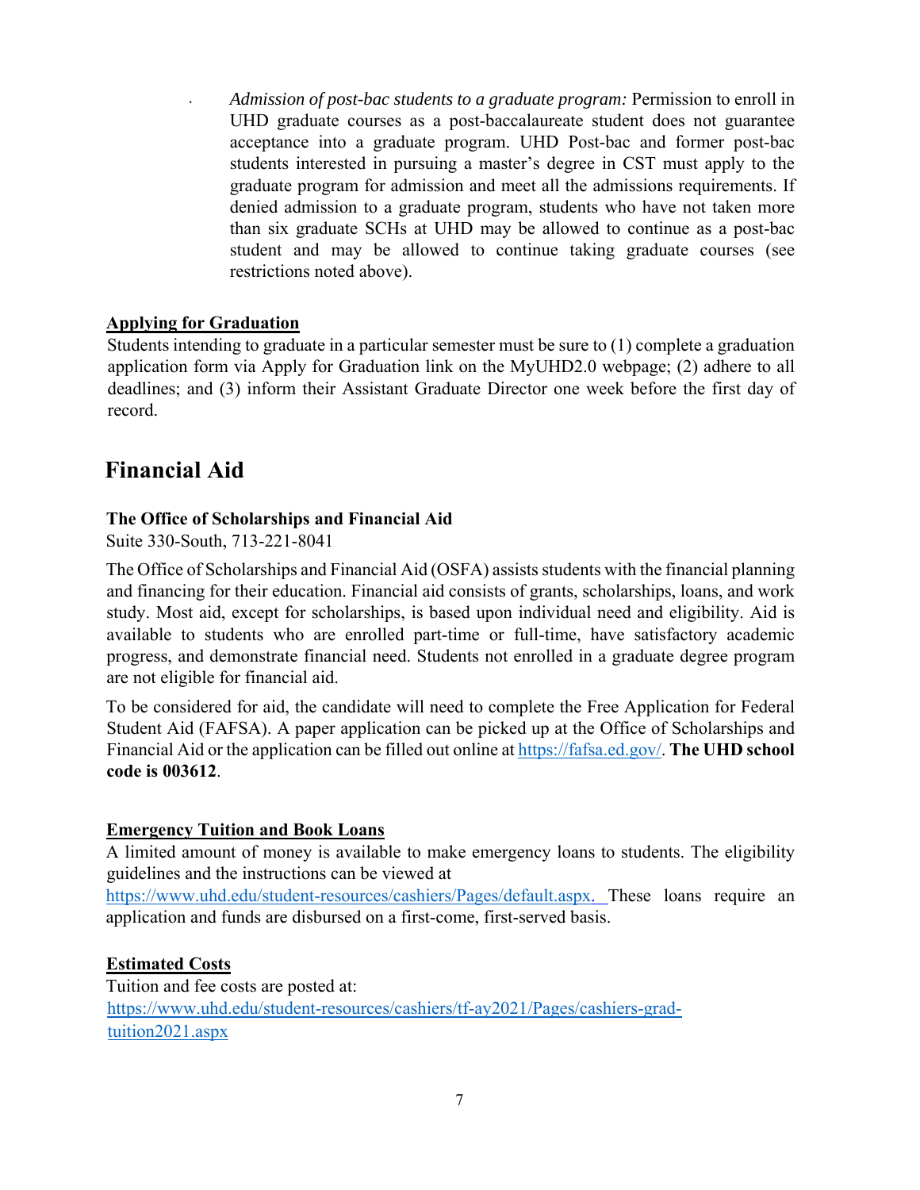- *Admission of post-bac students to a graduate program:* Permission to enroll in UHD graduate courses as a post-baccalaureate student does not guarantee acceptance into a graduate program. UHD Post-bac and former post-bac students interested in pursuing a master's degree in CST must apply to the graduate program for admission and meet all the admissions requirements. If denied admission to a graduate program, students who have not taken more than six graduate SCHs at UHD may be allowed to continue as a post-bac student and may be allowed to continue taking graduate courses (see restrictions noted above).

**Applying for Graduation**

Students intending to graduate in a particular semester must be sure to (1) complete a graduation application form via Apply for Graduation link on the MyUHD2.0 webpage; (2) adhere to all deadlines; and (3) inform their Assistant Graduate Director one week before the first day of record.

# Financial Aid

### The Office of Scholarships and Financial Aid

Suite 330-South, 713-221-8041

The Office of Scholarships and Financial Aid (OSFA) assists students with the financial planning and financing for their education. Financial aid consists of grants, scholarships, loans, and work study. Most aid, except for scholarships, is based upon individual need and eligibility. Aid is available to students who are enrolled part-time or full-time, have satisfactory academic progress, and demonstrate financial need. Students not enrolled in a graduate degree program are not eligible for financial aid.

To be considered for aid, the candidate will need to complete the Free Application for Federal Student Aid (FAFSA). A paper application can be picked up at the Office of Scholarships and Financial Aid or the application can be filled out online at https://fafsa.ed.gov/. **The UHD school code is 003612**.

**Emergency Tuition and Book Loans**

A limited amount of money is available to make emergency loans to students. The eligibility guidelines and the instructions can be viewed at https://www.uhd.edu/student-resources/cashiers/Pages/default.aspx. These loans require an application and funds are disbursed on a first-come, first-served basis.

**Estimated Costs**

Tuition and fee costs are posted at: https://www.uhd.edu/student-resources/cashiers/tf-ay2021/Pages/cashiers-grad-tuition2021.aspx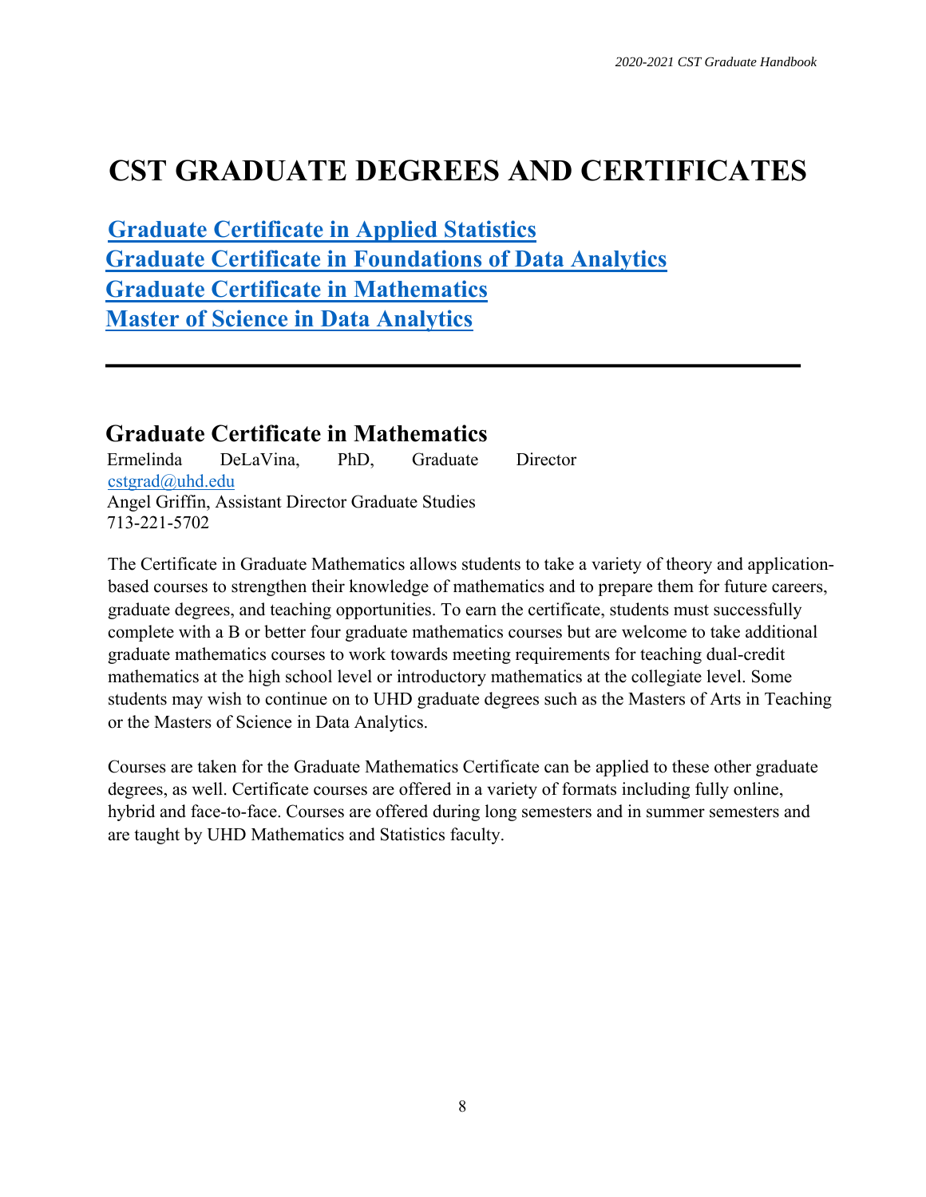# CST GRADUATE DEGREES AND CERTIFICATES

**Graduate Certificate in Applied Statistics**
**Graduate Certificate in Foundations of Data Analytics**
**Graduate Certificate in Mathematics**
**Master of Science in Data Analytics**

---

## Graduate Certificate in Mathematics

Ermelinda DeLaVina, PhD, Graduate Director
cstgrad@uhd.edu
Angel Griffin, Assistant Director Graduate Studies
713-221-5702

The Certificate in Graduate Mathematics allows students to take a variety of theory and application-based courses to strengthen their knowledge of mathematics and to prepare them for future careers, graduate degrees, and teaching opportunities. To earn the certificate, students must successfully complete with a B or better four graduate mathematics courses but are welcome to take additional graduate mathematics courses to work towards meeting requirements for teaching dual-credit mathematics at the high school level or introductory mathematics at the collegiate level. Some students may wish to continue on to UHD graduate degrees such as the Masters of Arts in Teaching or the Masters of Science in Data Analytics.

Courses are taken for the Graduate Mathematics Certificate can be applied to these other graduate degrees, as well. Certificate courses are offered in a variety of formats including fully online, hybrid and face-to-face. Courses are offered during long semesters and in summer semesters and are taught by UHD Mathematics and Statistics faculty.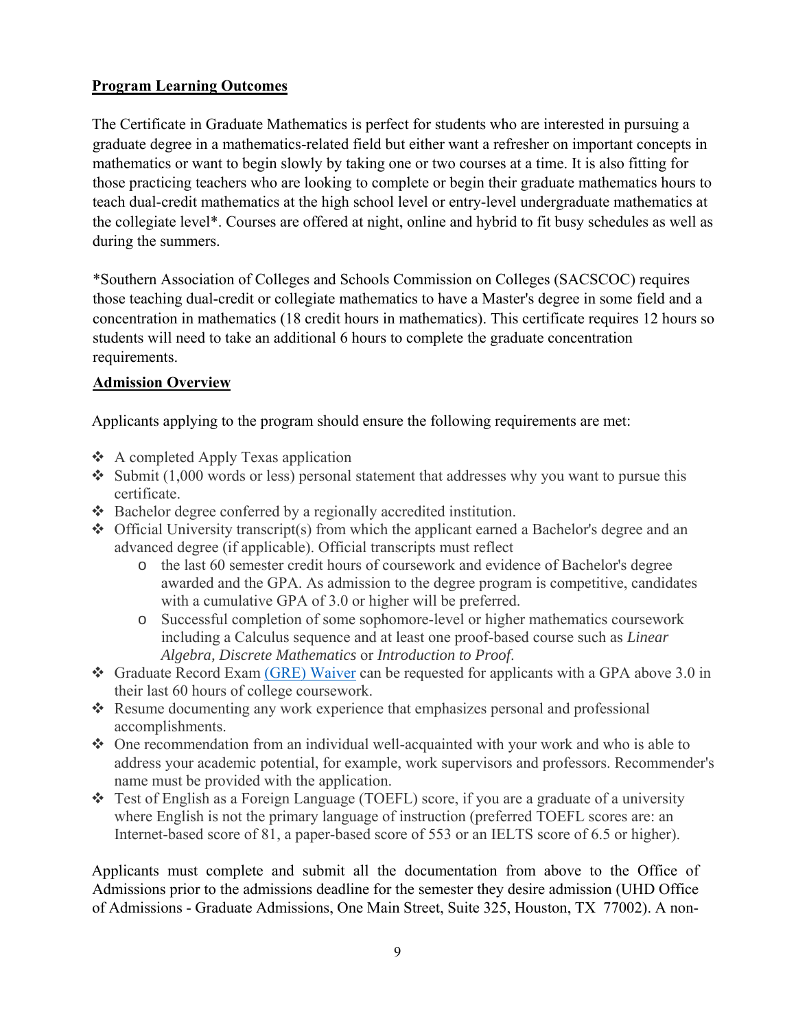**Program Learning Outcomes**

The Certificate in Graduate Mathematics is perfect for students who are interested in pursuing a graduate degree in a mathematics-related field but either want a refresher on important concepts in mathematics or want to begin slowly by taking one or two courses at a time. It is also fitting for those practicing teachers who are looking to complete or begin their graduate mathematics hours to teach dual-credit mathematics at the high school level or entry-level undergraduate mathematics at the collegiate level*. Courses are offered at night, online and hybrid to fit busy schedules as well as during the summers.

*Southern Association of Colleges and Schools Commission on Colleges (SACSCOC) requires those teaching dual-credit or collegiate mathematics to have a Master's degree in some field and a concentration in mathematics (18 credit hours in mathematics). This certificate requires 12 hours so students will need to take an additional 6 hours to complete the graduate concentration requirements.

**Admission Overview**

Applicants applying to the program should ensure the following requirements are met:

- A completed Apply Texas application
- Submit (1,000 words or less) personal statement that addresses why you want to pursue this certificate.
- Bachelor degree conferred by a regionally accredited institution.
- Official University transcript(s) from which the applicant earned a Bachelor's degree and an advanced degree (if applicable). Official transcripts must reflect
    - the last 60 semester credit hours of coursework and evidence of Bachelor's degree awarded and the GPA. As admission to the degree program is competitive, candidates with a cumulative GPA of 3.0 or higher will be preferred.
    - Successful completion of some sophomore-level or higher mathematics coursework including a Calculus sequence and at least one proof-based course such as *Linear Algebra, Discrete Mathematics* or *Introduction to Proof.*
- Graduate Record Exam (GRE) Waiver can be requested for applicants with a GPA above 3.0 in their last 60 hours of college coursework.
- Resume documenting any work experience that emphasizes personal and professional accomplishments.
- One recommendation from an individual well-acquainted with your work and who is able to address your academic potential, for example, work supervisors and professors. Recommender's name must be provided with the application.
- Test of English as a Foreign Language (TOEFL) score, if you are a graduate of a university where English is not the primary language of instruction (preferred TOEFL scores are: an Internet-based score of 81, a paper-based score of 553 or an IELTS score of 6.5 or higher).

Applicants must complete and submit all the documentation from above to the Office of Admissions prior to the admissions deadline for the semester they desire admission (UHD Office of Admissions - Graduate Admissions, One Main Street, Suite 325, Houston, TX 77002). A non-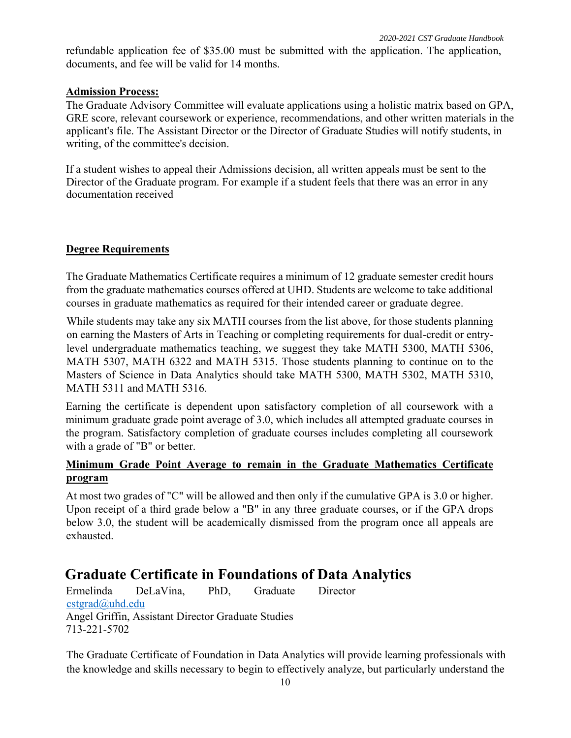refundable application fee of $35.00 must be submitted with the application. The application, documents, and fee will be valid for 14 months.

**Admission Process:**

The Graduate Advisory Committee will evaluate applications using a holistic matrix based on GPA, GRE score, relevant coursework or experience, recommendations, and other written materials in the applicant's file. The Assistant Director or the Director of Graduate Studies will notify students, in writing, of the committee's decision.

If a student wishes to appeal their Admissions decision, all written appeals must be sent to the Director of the Graduate program. For example if a student feels that there was an error in any documentation received

**Degree Requirements**

The Graduate Mathematics Certificate requires a minimum of 12 graduate semester credit hours from the graduate mathematics courses offered at UHD. Students are welcome to take additional courses in graduate mathematics as required for their intended career or graduate degree.

While students may take any six MATH courses from the list above, for those students planning on earning the Masters of Arts in Teaching or completing requirements for dual-credit or entry-level undergraduate mathematics teaching, we suggest they take MATH 5300, MATH 5306, MATH 5307, MATH 6322 and MATH 5315. Those students planning to continue on to the Masters of Science in Data Analytics should take MATH 5300, MATH 5302, MATH 5310, MATH 5311 and MATH 5316.

Earning the certificate is dependent upon satisfactory completion of all coursework with a minimum graduate grade point average of 3.0, which includes all attempted graduate courses in the program. Satisfactory completion of graduate courses includes completing all coursework with a grade of "B" or better.

**Minimum Grade Point Average to remain in the Graduate Mathematics Certificate program**

At most two grades of "C" will be allowed and then only if the cumulative GPA is 3.0 or higher. Upon receipt of a third grade below a "B" in any three graduate courses, or if the GPA drops below 3.0, the student will be academically dismissed from the program once all appeals are exhausted.

# Graduate Certificate in Foundations of Data Analytics

Ermelinda DeLaVina, PhD, Graduate Director
cstgrad@uhd.edu
Angel Griffin, Assistant Director Graduate Studies
713-221-5702

The Graduate Certificate of Foundation in Data Analytics will provide learning professionals with the knowledge and skills necessary to begin to effectively analyze, but particularly understand the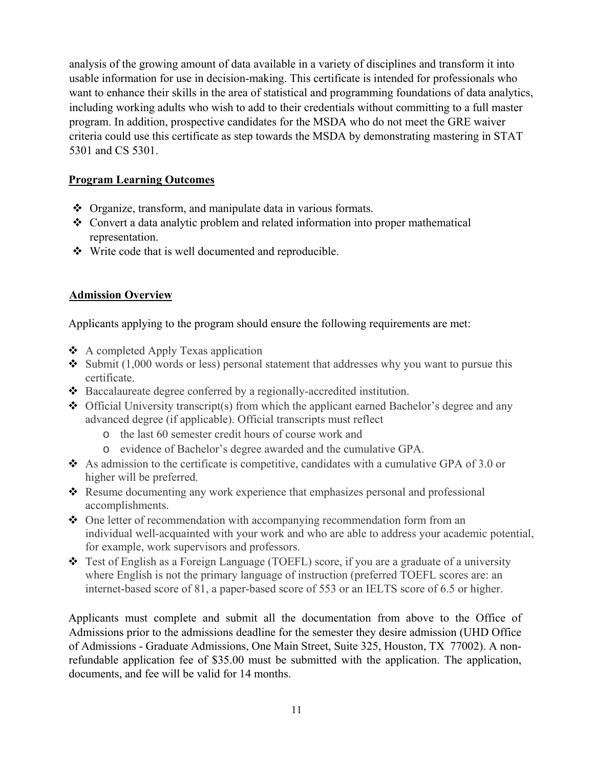analysis of the growing amount of data available in a variety of disciplines and transform it into usable information for use in decision-making. This certificate is intended for professionals who want to enhance their skills in the area of statistical and programming foundations of data analytics, including working adults who wish to add to their credentials without committing to a full master program. In addition, prospective candidates for the MSDA who do not meet the GRE waiver criteria could use this certificate as step towards the MSDA by demonstrating mastering in STAT 5301 and CS 5301.

**Program Learning Outcomes**

- Organize, transform, and manipulate data in various formats.
- Convert a data analytic problem and related information into proper mathematical representation.
- Write code that is well documented and reproducible.

**Admission Overview**

Applicants applying to the program should ensure the following requirements are met:

- A completed Apply Texas application
- Submit (1,000 words or less) personal statement that addresses why you want to pursue this certificate.
- Baccalaureate degree conferred by a regionally-accredited institution.
- Official University transcript(s) from which the applicant earned Bachelor's degree and any advanced degree (if applicable). Official transcripts must reflect
  - the last 60 semester credit hours of course work and
  - evidence of Bachelor's degree awarded and the cumulative GPA.
- As admission to the certificate is competitive, candidates with a cumulative GPA of 3.0 or higher will be preferred.
- Resume documenting any work experience that emphasizes personal and professional accomplishments.
- One letter of recommendation with accompanying recommendation form from an individual well-acquainted with your work and who are able to address your academic potential, for example, work supervisors and professors.
- Test of English as a Foreign Language (TOEFL) score, if you are a graduate of a university where English is not the primary language of instruction (preferred TOEFL scores are: an internet-based score of 81, a paper-based score of 553 or an IELTS score of 6.5 or higher.

Applicants must complete and submit all the documentation from above to the Office of Admissions prior to the admissions deadline for the semester they desire admission (UHD Office of Admissions - Graduate Admissions, One Main Street, Suite 325, Houston, TX 77002). A non-refundable application fee of $35.00 must be submitted with the application. The application, documents, and fee will be valid for 14 months.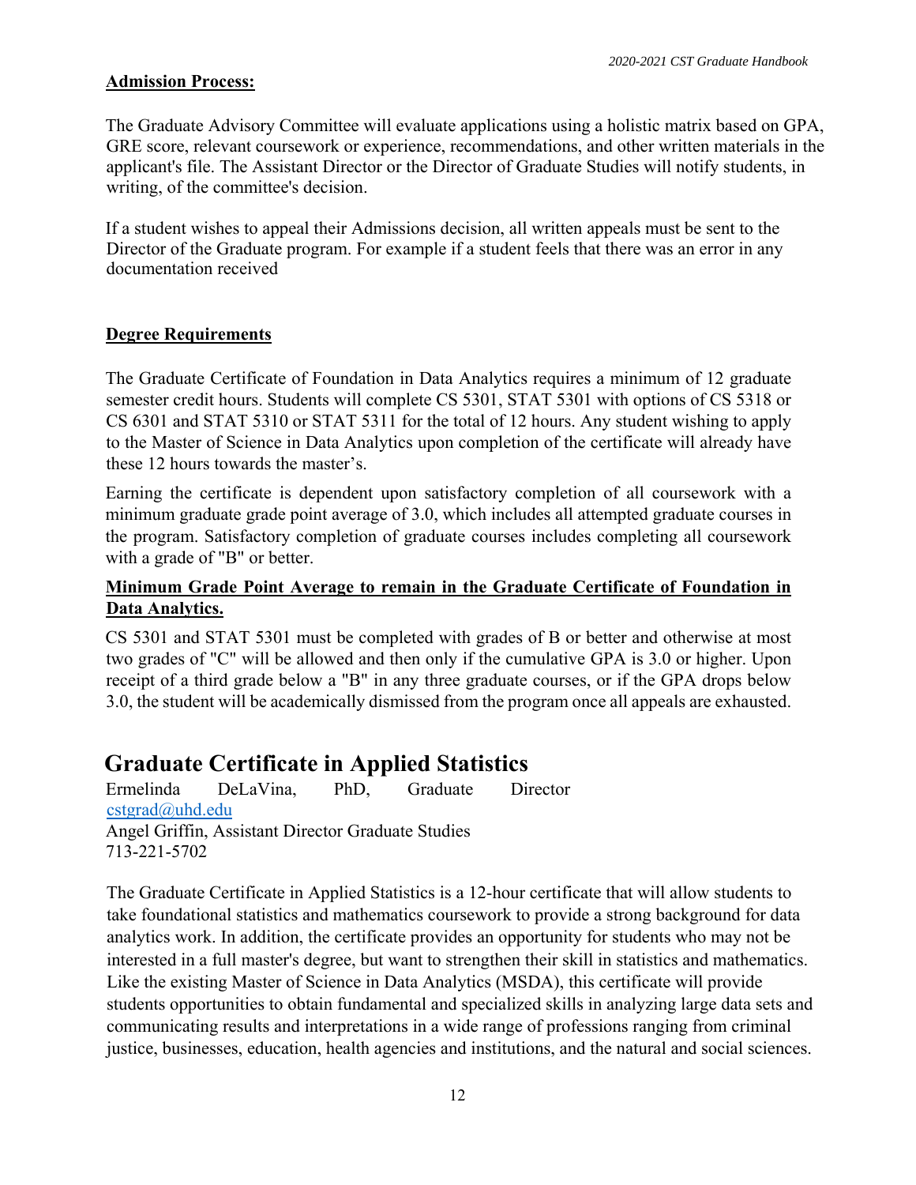**Admission Process:**

The Graduate Advisory Committee will evaluate applications using a holistic matrix based on GPA, GRE score, relevant coursework or experience, recommendations, and other written materials in the applicant's file. The Assistant Director or the Director of Graduate Studies will notify students, in writing, of the committee's decision.

If a student wishes to appeal their Admissions decision, all written appeals must be sent to the Director of the Graduate program. For example if a student feels that there was an error in any documentation received

**Degree Requirements**

The Graduate Certificate of Foundation in Data Analytics requires a minimum of 12 graduate semester credit hours. Students will complete CS 5301, STAT 5301 with options of CS 5318 or CS 6301 and STAT 5310 or STAT 5311 for the total of 12 hours. Any student wishing to apply to the Master of Science in Data Analytics upon completion of the certificate will already have these 12 hours towards the master's.

Earning the certificate is dependent upon satisfactory completion of all coursework with a minimum graduate grade point average of 3.0, which includes all attempted graduate courses in the program. Satisfactory completion of graduate courses includes completing all coursework with a grade of "B" or better.

**Minimum Grade Point Average to remain in the Graduate Certificate of Foundation in Data Analytics.**

CS 5301 and STAT 5301 must be completed with grades of B or better and otherwise at most two grades of "C" will be allowed and then only if the cumulative GPA is 3.0 or higher. Upon receipt of a third grade below a "B" in any three graduate courses, or if the GPA drops below 3.0, the student will be academically dismissed from the program once all appeals are exhausted.

# Graduate Certificate in Applied Statistics

Ermelinda DeLaVina, PhD, Graduate Director
cstgrad@uhd.edu
Angel Griffin, Assistant Director Graduate Studies
713-221-5702

The Graduate Certificate in Applied Statistics is a 12-hour certificate that will allow students to take foundational statistics and mathematics coursework to provide a strong background for data analytics work. In addition, the certificate provides an opportunity for students who may not be interested in a full master's degree, but want to strengthen their skill in statistics and mathematics. Like the existing Master of Science in Data Analytics (MSDA), this certificate will provide students opportunities to obtain fundamental and specialized skills in analyzing large data sets and communicating results and interpretations in a wide range of professions ranging from criminal justice, businesses, education, health agencies and institutions, and the natural and social sciences.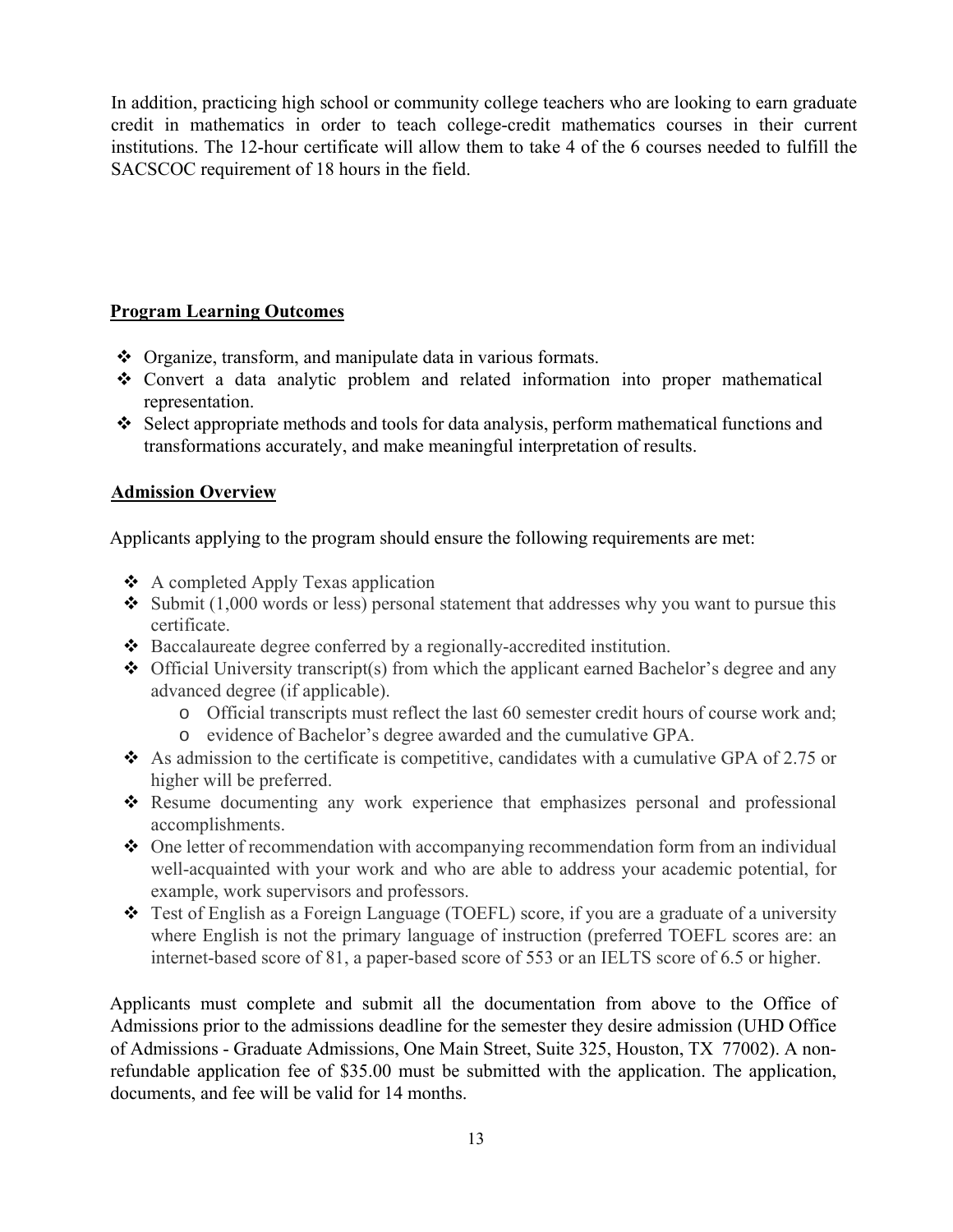In addition, practicing high school or community college teachers who are looking to earn graduate credit in mathematics in order to teach college-credit mathematics courses in their current institutions. The 12-hour certificate will allow them to take 4 of the 6 courses needed to fulfill the SACSCOC requirement of 18 hours in the field.

## Program Learning Outcomes

- Organize, transform, and manipulate data in various formats.
- Convert a data analytic problem and related information into proper mathematical representation.
- Select appropriate methods and tools for data analysis, perform mathematical functions and transformations accurately, and make meaningful interpretation of results.

## Admission Overview

Applicants applying to the program should ensure the following requirements are met:

- A completed Apply Texas application
- Submit (1,000 words or less) personal statement that addresses why you want to pursue this certificate.
- Baccalaureate degree conferred by a regionally-accredited institution.
- Official University transcript(s) from which the applicant earned Bachelor's degree and any advanced degree (if applicable).
    - Official transcripts must reflect the last 60 semester credit hours of course work and;
    - evidence of Bachelor's degree awarded and the cumulative GPA.
- As admission to the certificate is competitive, candidates with a cumulative GPA of 2.75 or higher will be preferred.
- Resume documenting any work experience that emphasizes personal and professional accomplishments.
- One letter of recommendation with accompanying recommendation form from an individual well-acquainted with your work and who are able to address your academic potential, for example, work supervisors and professors.
- Test of English as a Foreign Language (TOEFL) score, if you are a graduate of a university where English is not the primary language of instruction (preferred TOEFL scores are: an internet-based score of 81, a paper-based score of 553 or an IELTS score of 6.5 or higher.

Applicants must complete and submit all the documentation from above to the Office of Admissions prior to the admissions deadline for the semester they desire admission (UHD Office of Admissions - Graduate Admissions, One Main Street, Suite 325, Houston, TX 77002). A non-refundable application fee of $35.00 must be submitted with the application. The application, documents, and fee will be valid for 14 months.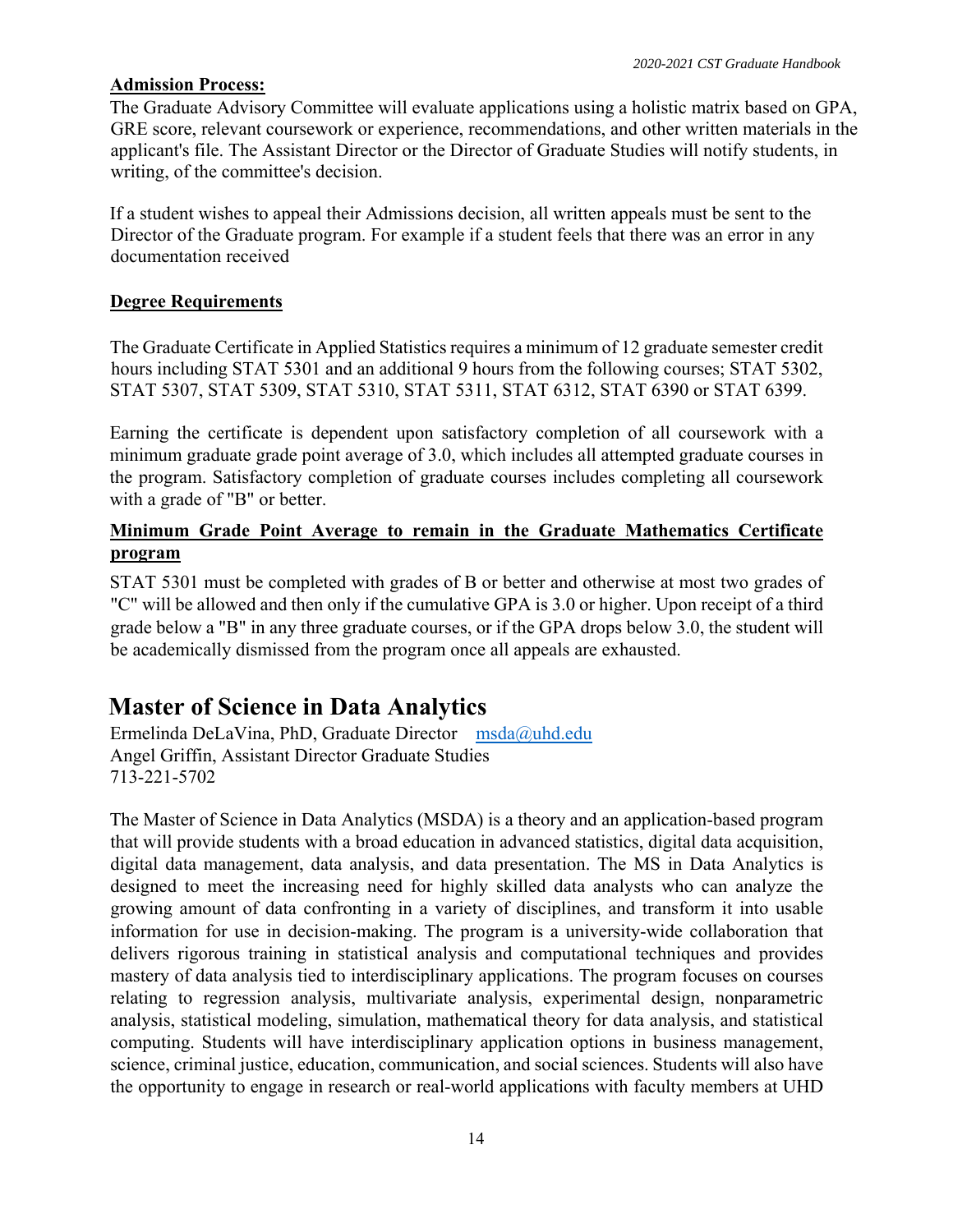**Admission Process:**

The Graduate Advisory Committee will evaluate applications using a holistic matrix based on GPA, GRE score, relevant coursework or experience, recommendations, and other written materials in the applicant's file. The Assistant Director or the Director of Graduate Studies will notify students, in writing, of the committee's decision.

If a student wishes to appeal their Admissions decision, all written appeals must be sent to the Director of the Graduate program. For example if a student feels that there was an error in any documentation received

**Degree Requirements**

The Graduate Certificate in Applied Statistics requires a minimum of 12 graduate semester credit hours including STAT 5301 and an additional 9 hours from the following courses; STAT 5302, STAT 5307, STAT 5309, STAT 5310, STAT 5311, STAT 6312, STAT 6390 or STAT 6399.

Earning the certificate is dependent upon satisfactory completion of all coursework with a minimum graduate grade point average of 3.0, which includes all attempted graduate courses in the program. Satisfactory completion of graduate courses includes completing all coursework with a grade of "B" or better.

**Minimum Grade Point Average to remain in the Graduate Mathematics Certificate program**

STAT 5301 must be completed with grades of B or better and otherwise at most two grades of "C" will be allowed and then only if the cumulative GPA is 3.0 or higher. Upon receipt of a third grade below a "B" in any three graduate courses, or if the GPA drops below 3.0, the student will be academically dismissed from the program once all appeals are exhausted.

# Master of Science in Data Analytics

Ermelinda DeLaVina, PhD, Graduate Director msda@uhd.edu
Angel Griffin, Assistant Director Graduate Studies
713-221-5702

The Master of Science in Data Analytics (MSDA) is a theory and an application-based program that will provide students with a broad education in advanced statistics, digital data acquisition, digital data management, data analysis, and data presentation. The MS in Data Analytics is designed to meet the increasing need for highly skilled data analysts who can analyze the growing amount of data confronting in a variety of disciplines, and transform it into usable information for use in decision-making. The program is a university-wide collaboration that delivers rigorous training in statistical analysis and computational techniques and provides mastery of data analysis tied to interdisciplinary applications. The program focuses on courses relating to regression analysis, multivariate analysis, experimental design, nonparametric analysis, statistical modeling, simulation, mathematical theory for data analysis, and statistical computing. Students will have interdisciplinary application options in business management, science, criminal justice, education, communication, and social sciences. Students will also have the opportunity to engage in research or real-world applications with faculty members at UHD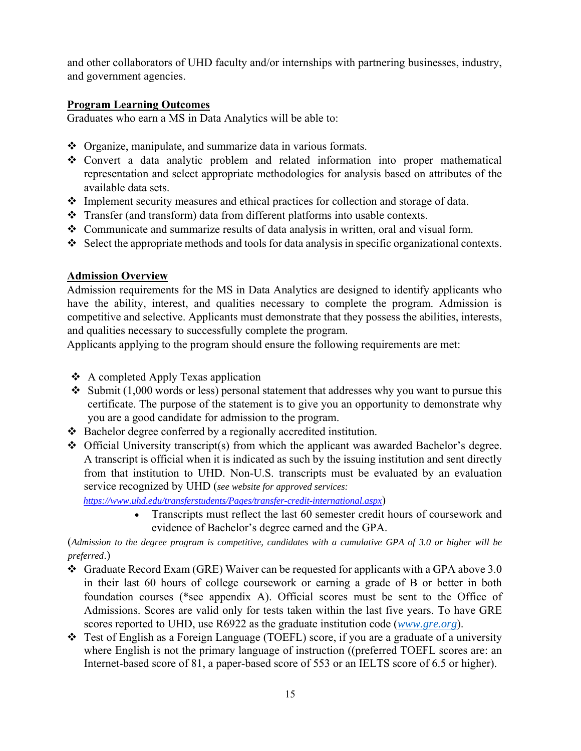and other collaborators of UHD faculty and/or internships with partnering businesses, industry, and government agencies.

## Program Learning Outcomes

Graduates who earn a MS in Data Analytics will be able to:

- Organize, manipulate, and summarize data in various formats.
- Convert a data analytic problem and related information into proper mathematical representation and select appropriate methodologies for analysis based on attributes of the available data sets.
- Implement security measures and ethical practices for collection and storage of data.
- Transfer (and transform) data from different platforms into usable contexts.
- Communicate and summarize results of data analysis in written, oral and visual form.
- Select the appropriate methods and tools for data analysis in specific organizational contexts.

## Admission Overview

Admission requirements for the MS in Data Analytics are designed to identify applicants who have the ability, interest, and qualities necessary to complete the program. Admission is competitive and selective. Applicants must demonstrate that they possess the abilities, interests, and qualities necessary to successfully complete the program.
Applicants applying to the program should ensure the following requirements are met:

- A completed Apply Texas application
- Submit (1,000 words or less) personal statement that addresses why you want to pursue this certificate. The purpose of the statement is to give you an opportunity to demonstrate why you are a good candidate for admission to the program.
- Bachelor degree conferred by a regionally accredited institution.
- Official University transcript(s) from which the applicant was awarded Bachelor's degree. A transcript is official when it is indicated as such by the issuing institution and sent directly from that institution to UHD. Non-U.S. transcripts must be evaluated by an evaluation service recognized by UHD (*see website for approved services: https://www.uhd.edu/transferstudents/Pages/transfer-credit-international.aspx*)
    - Transcripts must reflect the last 60 semester credit hours of coursework and evidence of Bachelor's degree earned and the GPA.

(*Admission to the degree program is competitive, candidates with a cumulative GPA of 3.0 or higher will be preferred*.)

- Graduate Record Exam (GRE) Waiver can be requested for applicants with a GPA above 3.0 in their last 60 hours of college coursework or earning a grade of B or better in both foundation courses (*see appendix A). Official scores must be sent to the Office of Admissions. Scores are valid only for tests taken within the last five years. To have GRE scores reported to UHD, use R6922 as the graduate institution code (*www.gre.org*).
- Test of English as a Foreign Language (TOEFL) score, if you are a graduate of a university where English is not the primary language of instruction ((preferred TOEFL scores are: an Internet-based score of 81, a paper-based score of 553 or an IELTS score of 6.5 or higher).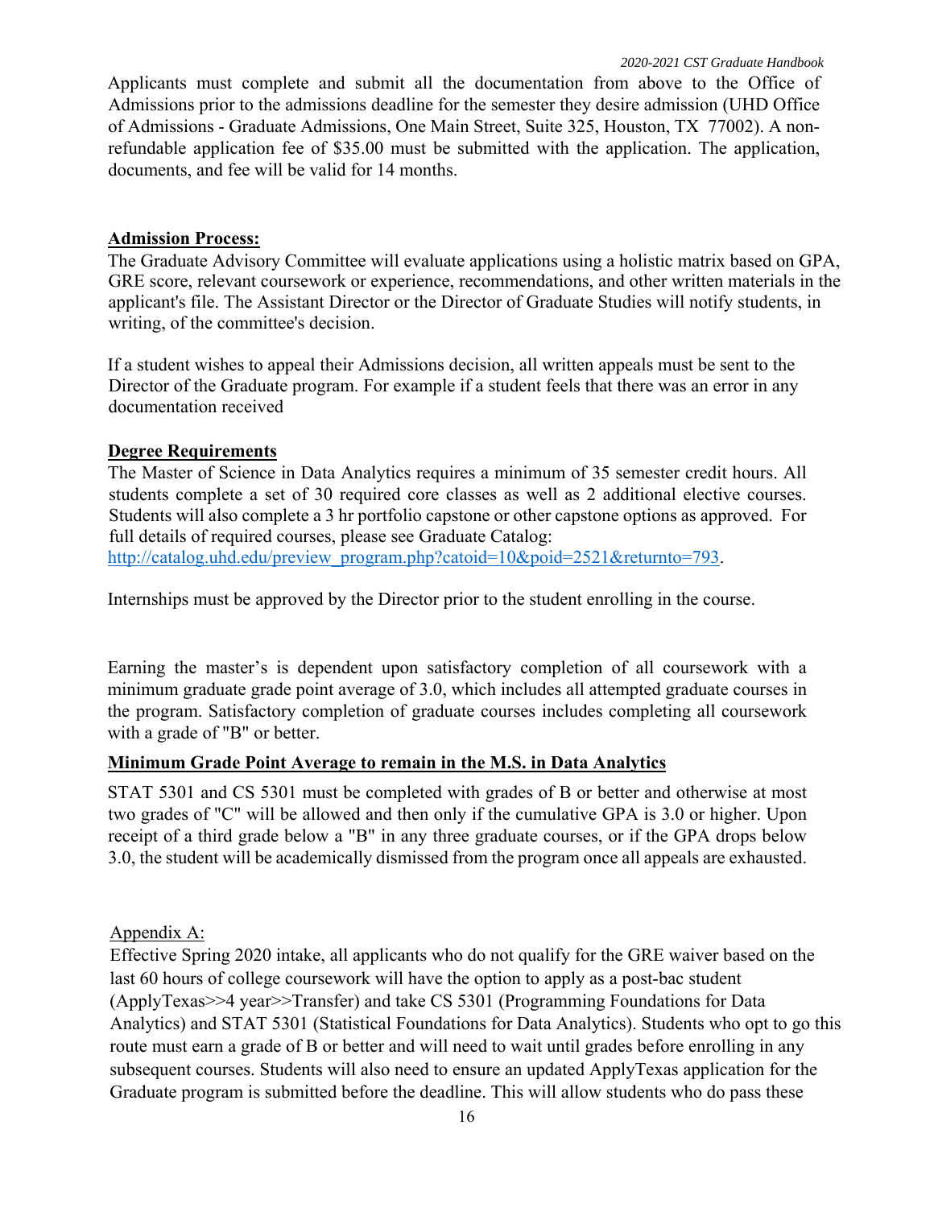Applicants must complete and submit all the documentation from above to the Office of Admissions prior to the admissions deadline for the semester they desire admission (UHD Office of Admissions - Graduate Admissions, One Main Street, Suite 325, Houston, TX 77002). A non-refundable application fee of $35.00 must be submitted with the application. The application, documents, and fee will be valid for 14 months.

**Admission Process:**

The Graduate Advisory Committee will evaluate applications using a holistic matrix based on GPA, GRE score, relevant coursework or experience, recommendations, and other written materials in the applicant's file. The Assistant Director or the Director of Graduate Studies will notify students, in writing, of the committee's decision.

If a student wishes to appeal their Admissions decision, all written appeals must be sent to the Director of the Graduate program. For example if a student feels that there was an error in any documentation received

**Degree Requirements**

The Master of Science in Data Analytics requires a minimum of 35 semester credit hours. All students complete a set of 30 required core classes as well as 2 additional elective courses. Students will also complete a 3 hr portfolio capstone or other capstone options as approved. For full details of required courses, please see Graduate Catalog: [http://catalog.uhd.edu/preview_program.php?catoid=10&poid=2521&returnto=793](http://catalog.uhd.edu/preview_program.php?catoid=10&poid=2521&returnto=793).

Internships must be approved by the Director prior to the student enrolling in the course.

Earning the master's is dependent upon satisfactory completion of all coursework with a minimum graduate grade point average of 3.0, which includes all attempted graduate courses in the program. Satisfactory completion of graduate courses includes completing all coursework with a grade of "B" or better.

**Minimum Grade Point Average to remain in the M.S. in Data Analytics**

STAT 5301 and CS 5301 must be completed with grades of B or better and otherwise at most two grades of "C" will be allowed and then only if the cumulative GPA is 3.0 or higher. Upon receipt of a third grade below a "B" in any three graduate courses, or if the GPA drops below 3.0, the student will be academically dismissed from the program once all appeals are exhausted.

Appendix A:

Effective Spring 2020 intake, all applicants who do not qualify for the GRE waiver based on the last 60 hours of college coursework will have the option to apply as a post-bac student (ApplyTexas>>4 year>>Transfer) and take CS 5301 (Programming Foundations for Data Analytics) and STAT 5301 (Statistical Foundations for Data Analytics). Students who opt to go this route must earn a grade of B or better and will need to wait until grades before enrolling in any subsequent courses. Students will also need to ensure an updated ApplyTexas application for the Graduate program is submitted before the deadline. This will allow students who do pass these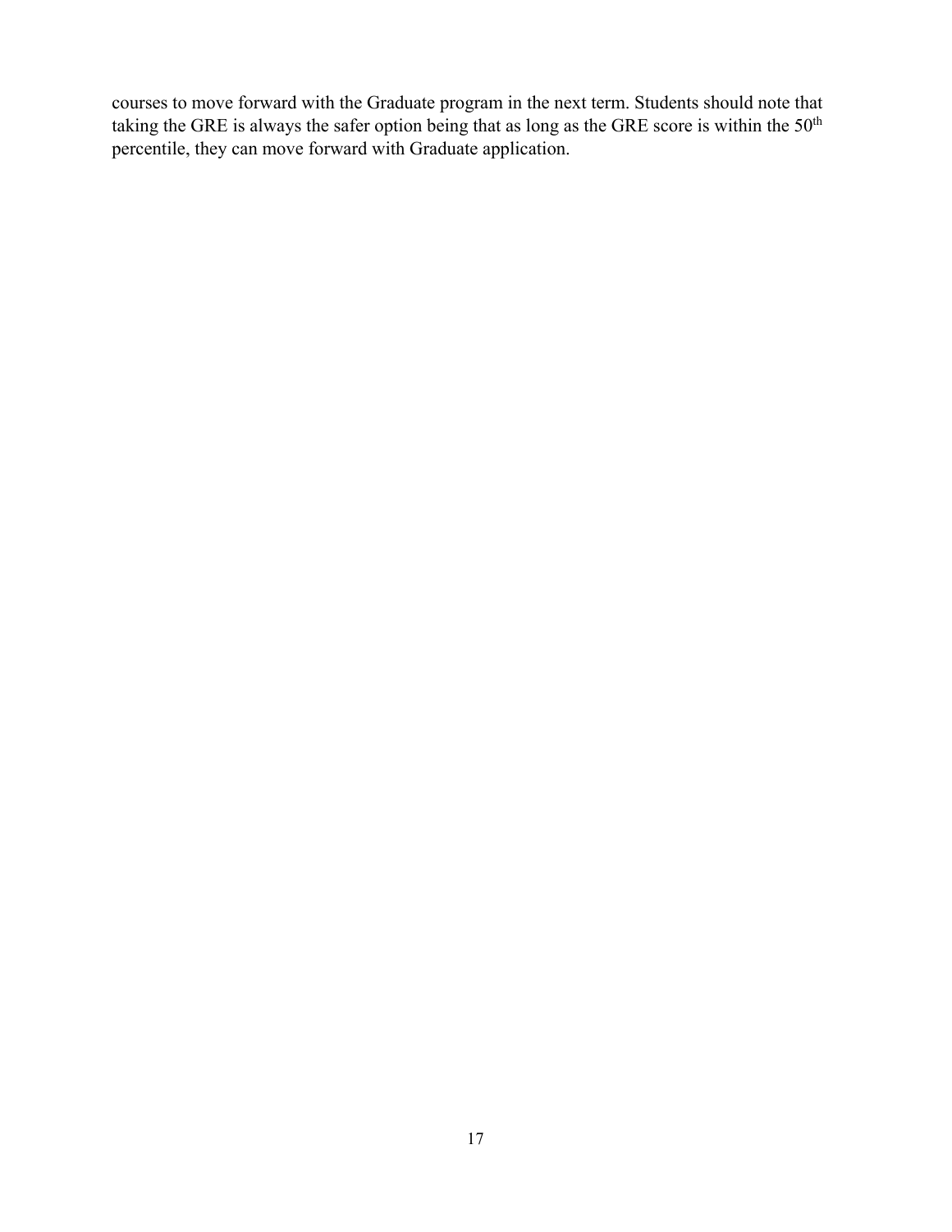courses to move forward with the Graduate program in the next term. Students should note that taking the GRE is always the safer option being that as long as the GRE score is within the $50^{th}$ percentile, they can move forward with Graduate application.